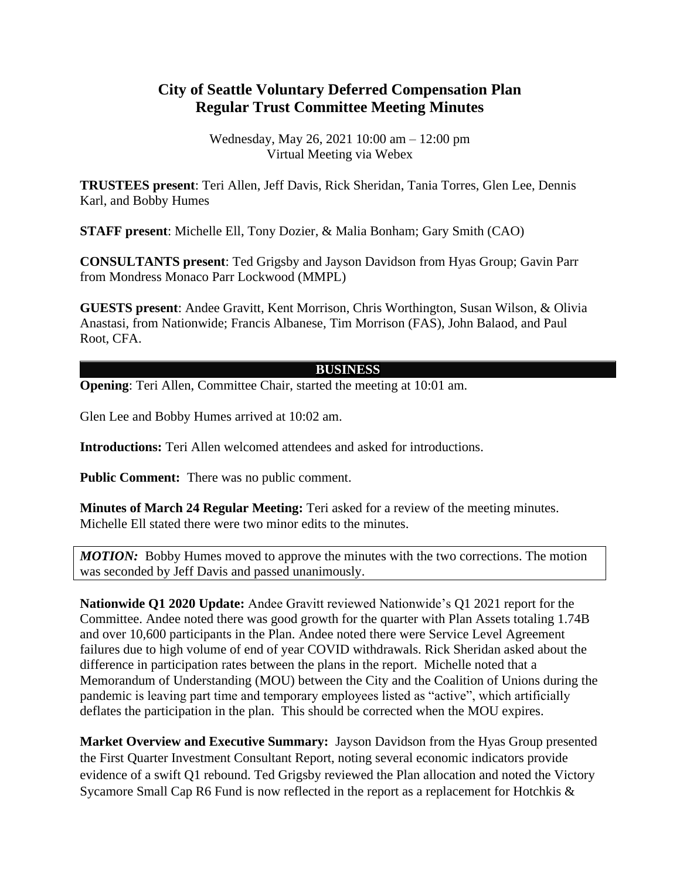# City of Seattle Voluntary Deferred Compensation Plan
# Regular Trust Committee Meeting Minutes

Wednesday, May 26, 2021 10:00 am – 12:00 pm
Virtual Meeting via Webex

**TRUSTEES present**: Teri Allen, Jeff Davis, Rick Sheridan, Tania Torres, Glen Lee, Dennis Karl, and Bobby Humes

**STAFF present**: Michelle Ell, Tony Dozier, & Malia Bonham; Gary Smith (CAO)

**CONSULTANTS present**: Ted Grigsby and Jayson Davidson from Hyas Group; Gavin Parr from Mondress Monaco Parr Lockwood (MMPL)

**GUESTS present**: Andee Gravitt, Kent Morrison, Chris Worthington, Susan Wilson, & Olivia Anastasi, from Nationwide; Francis Albanese, Tim Morrison (FAS), John Balaod, and Paul Root, CFA.

## BUSINESS

**Opening**: Teri Allen, Committee Chair, started the meeting at 10:01 am.

Glen Lee and Bobby Humes arrived at 10:02 am.

**Introductions:** Teri Allen welcomed attendees and asked for introductions.

**Public Comment:** There was no public comment.

**Minutes of March 24 Regular Meeting:** Teri asked for a review of the meeting minutes. Michelle Ell stated there were two minor edits to the minutes.

> ***MOTION:*** Bobby Humes moved to approve the minutes with the two corrections. The motion was seconded by Jeff Davis and passed unanimously.

**Nationwide Q1 2020 Update:** Andee Gravitt reviewed Nationwide's Q1 2021 report for the Committee. Andee noted there was good growth for the quarter with Plan Assets totaling 1.74B and over 10,600 participants in the Plan. Andee noted there were Service Level Agreement failures due to high volume of end of year COVID withdrawals. Rick Sheridan asked about the difference in participation rates between the plans in the report. Michelle noted that a Memorandum of Understanding (MOU) between the City and the Coalition of Unions during the pandemic is leaving part time and temporary employees listed as "active", which artificially deflates the participation in the plan. This should be corrected when the MOU expires.

**Market Overview and Executive Summary:** Jayson Davidson from the Hyas Group presented the First Quarter Investment Consultant Report, noting several economic indicators provide evidence of a swift Q1 rebound. Ted Grigsby reviewed the Plan allocation and noted the Victory Sycamore Small Cap R6 Fund is now reflected in the report as a replacement for Hotchkis &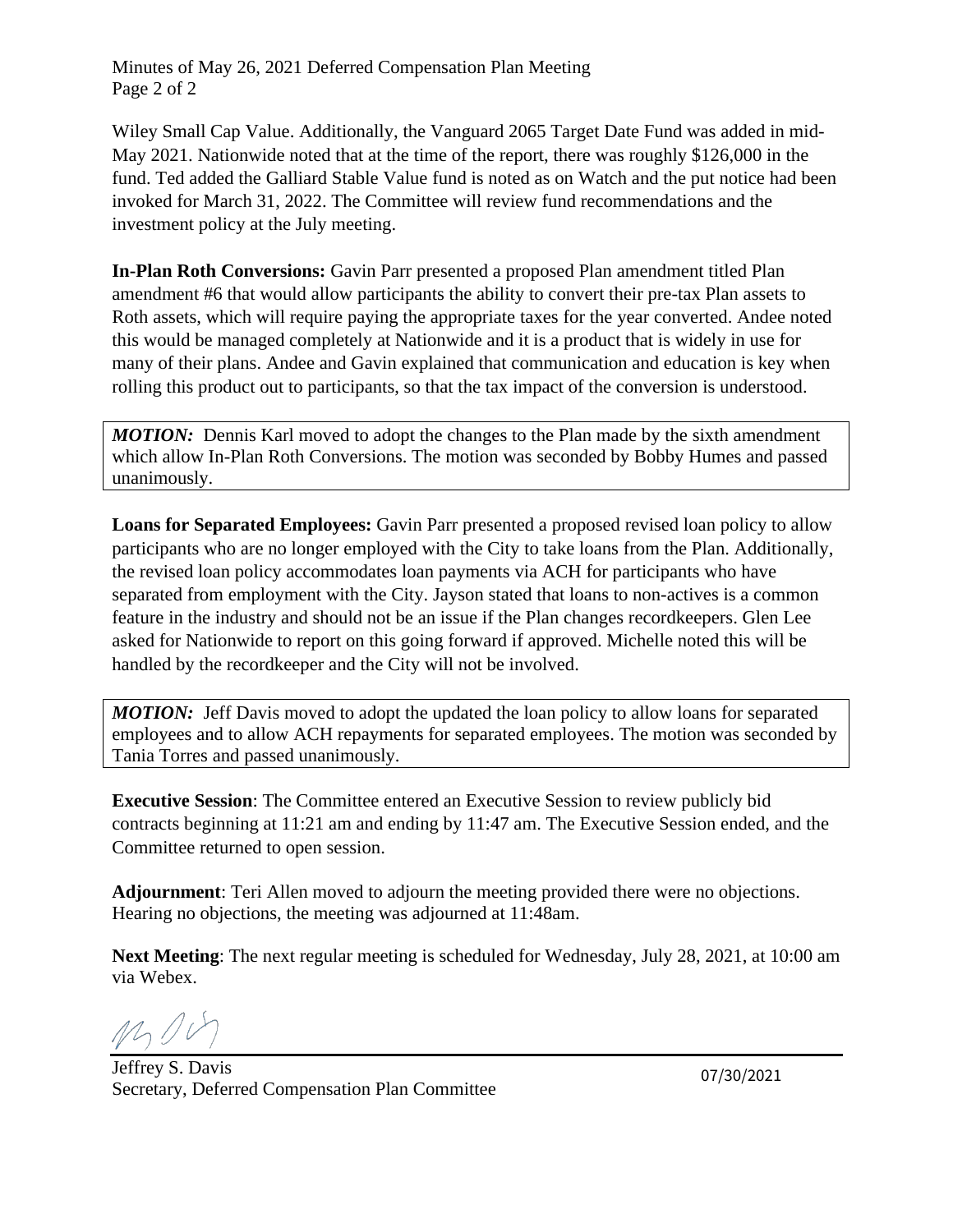Wiley Small Cap Value. Additionally, the Vanguard 2065 Target Date Fund was added in mid-May 2021. Nationwide noted that at the time of the report, there was roughly $126,000 in the fund. Ted added the Galliard Stable Value fund is noted as on Watch and the put notice had been invoked for March 31, 2022. The Committee will review fund recommendations and the investment policy at the July meeting.

**In-Plan Roth Conversions:** Gavin Parr presented a proposed Plan amendment titled Plan amendment #6 that would allow participants the ability to convert their pre-tax Plan assets to Roth assets, which will require paying the appropriate taxes for the year converted. Andee noted this would be managed completely at Nationwide and it is a product that is widely in use for many of their plans. Andee and Gavin explained that communication and education is key when rolling this product out to participants, so that the tax impact of the conversion is understood.

***MOTION:*** Dennis Karl moved to adopt the changes to the Plan made by the sixth amendment which allow In-Plan Roth Conversions. The motion was seconded by Bobby Humes and passed unanimously.

**Loans for Separated Employees:** Gavin Parr presented a proposed revised loan policy to allow participants who are no longer employed with the City to take loans from the Plan. Additionally, the revised loan policy accommodates loan payments via ACH for participants who have separated from employment with the City. Jayson stated that loans to non-actives is a common feature in the industry and should not be an issue if the Plan changes recordkeepers. Glen Lee asked for Nationwide to report on this going forward if approved. Michelle noted this will be handled by the recordkeeper and the City will not be involved.

***MOTION:*** Jeff Davis moved to adopt the updated the loan policy to allow loans for separated employees and to allow ACH repayments for separated employees. The motion was seconded by Tania Torres and passed unanimously.

**Executive Session**: The Committee entered an Executive Session to review publicly bid contracts beginning at 11:21 am and ending by 11:47 am. The Executive Session ended, and the Committee returned to open session.

**Adjournment**: Teri Allen moved to adjourn the meeting provided there were no objections. Hearing no objections, the meeting was adjourned at 11:48am.

**Next Meeting**: The next regular meeting is scheduled for Wednesday, July 28, 2021, at 10:00 am via Webex.

Jeffrey S. Davis
Secretary, Deferred Compensation Plan Committee

07/30/2021